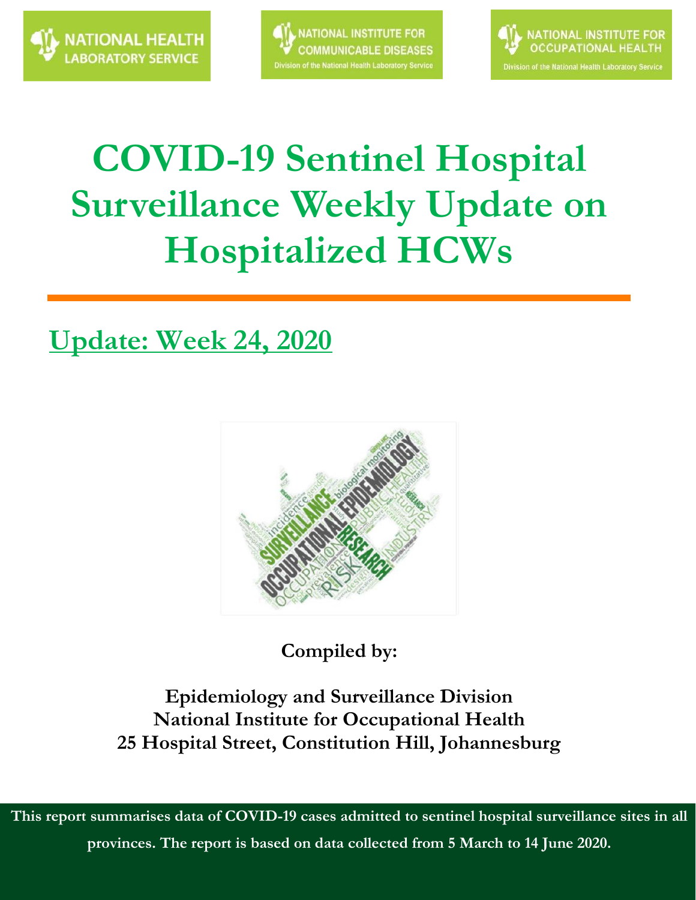NATIONAL HEALTH LABORATORY SERVICE

NATIONAL INSTITUTE FOR COMMUNICABLE DISEASES
Division of the National Health Laboratory Service

NATIONAL INSTITUTE FOR OCCUPATIONAL HEALTH
Division of the National Health Laboratory Service

# COVID-19 Sentinel Hospital Surveillance Weekly Update on Hospitalized HCWs

## Update: Week 24, 2020

**Compiled by:**

**Epidemiology and Surveillance Division**
**National Institute for Occupational Health**
**25 Hospital Street, Constitution Hill, Johannesburg**

**This report summarises data of COVID-19 cases admitted to sentinel hospital surveillance sites in all provinces. The report is based on data collected from 5 March to 14 June 2020.**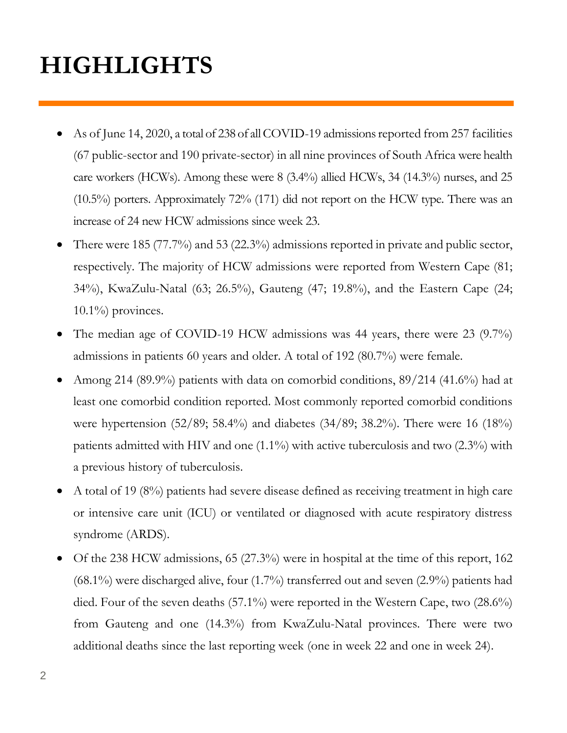# HIGHLIGHTS

- As of June 14, 2020, a total of 238 of all COVID-19 admissions reported from 257 facilities (67 public-sector and 190 private-sector) in all nine provinces of South Africa were health care workers (HCWs). Among these were 8 (3.4%) allied HCWs, 34 (14.3%) nurses, and 25 (10.5%) porters. Approximately 72% (171) did not report on the HCW type. There was an increase of 24 new HCW admissions since week 23.
- There were 185 (77.7%) and 53 (22.3%) admissions reported in private and public sector, respectively. The majority of HCW admissions were reported from Western Cape (81; 34%), KwaZulu-Natal (63; 26.5%), Gauteng (47; 19.8%), and the Eastern Cape (24; 10.1%) provinces.
- The median age of COVID-19 HCW admissions was 44 years, there were 23 (9.7%) admissions in patients 60 years and older. A total of 192 (80.7%) were female.
- Among 214 (89.9%) patients with data on comorbid conditions, 89/214 (41.6%) had at least one comorbid condition reported. Most commonly reported comorbid conditions were hypertension (52/89; 58.4%) and diabetes (34/89; 38.2%). There were 16 (18%) patients admitted with HIV and one (1.1%) with active tuberculosis and two (2.3%) with a previous history of tuberculosis.
- A total of 19 (8%) patients had severe disease defined as receiving treatment in high care or intensive care unit (ICU) or ventilated or diagnosed with acute respiratory distress syndrome (ARDS).
- Of the 238 HCW admissions, 65 (27.3%) were in hospital at the time of this report, 162 (68.1%) were discharged alive, four (1.7%) transferred out and seven (2.9%) patients had died. Four of the seven deaths (57.1%) were reported in the Western Cape, two (28.6%) from Gauteng and one (14.3%) from KwaZulu-Natal provinces. There were two additional deaths since the last reporting week (one in week 22 and one in week 24).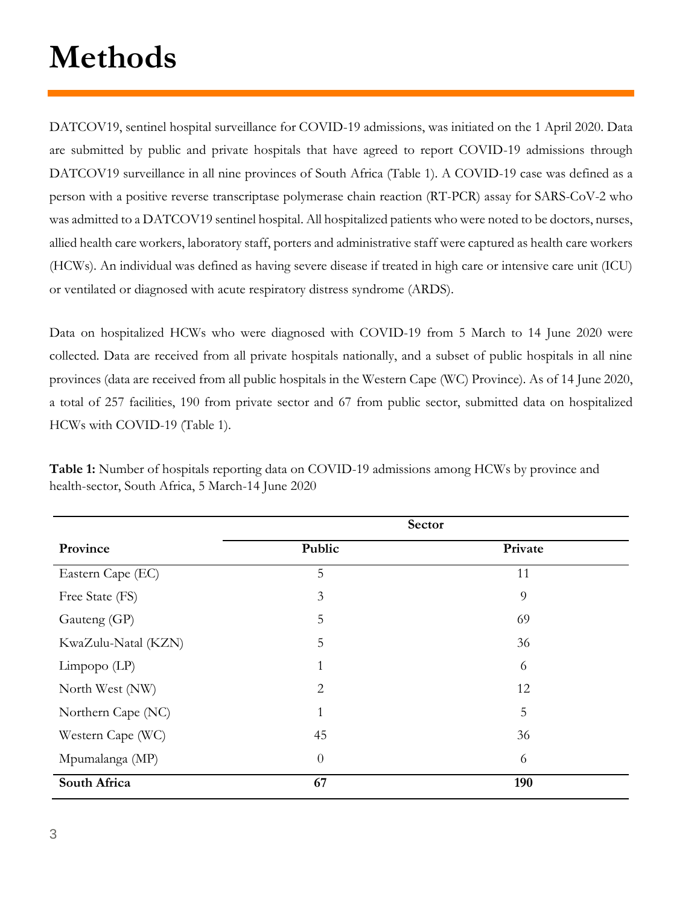# Methods

DATCOV19, sentinel hospital surveillance for COVID-19 admissions, was initiated on the 1 April 2020. Data are submitted by public and private hospitals that have agreed to report COVID-19 admissions through DATCOV19 surveillance in all nine provinces of South Africa (Table 1). A COVID-19 case was defined as a person with a positive reverse transcriptase polymerase chain reaction (RT-PCR) assay for SARS-CoV-2 who was admitted to a DATCOV19 sentinel hospital. All hospitalized patients who were noted to be doctors, nurses, allied health care workers, laboratory staff, porters and administrative staff were captured as health care workers (HCWs). An individual was defined as having severe disease if treated in high care or intensive care unit (ICU) or ventilated or diagnosed with acute respiratory distress syndrome (ARDS).

Data on hospitalized HCWs who were diagnosed with COVID-19 from 5 March to 14 June 2020 were collected. Data are received from all private hospitals nationally, and a subset of public hospitals in all nine provinces (data are received from all public hospitals in the Western Cape (WC) Province). As of 14 June 2020, a total of 257 facilities, 190 from private sector and 67 from public sector, submitted data on hospitalized HCWs with COVID-19 (Table 1).

**Table 1:** Number of hospitals reporting data on COVID-19 admissions among HCWs by province and health-sector, South Africa, 5 March-14 June 2020

| | Sector | |
|---|---|---|
| **Province** | **Public** | **Private** |
| Eastern Cape (EC) | 5 | 11 |
| Free State (FS) | 3 | 9 |
| Gauteng (GP) | 5 | 69 |
| KwaZulu-Natal (KZN) | 5 | 36 |
| Limpopo (LP) | 1 | 6 |
| North West (NW) | 2 | 12 |
| Northern Cape (NC) | 1 | 5 |
| Western Cape (WC) | 45 | 36 |
| Mpumalanga (MP) | 0 | 6 |
| **South Africa** | **67** | **190** |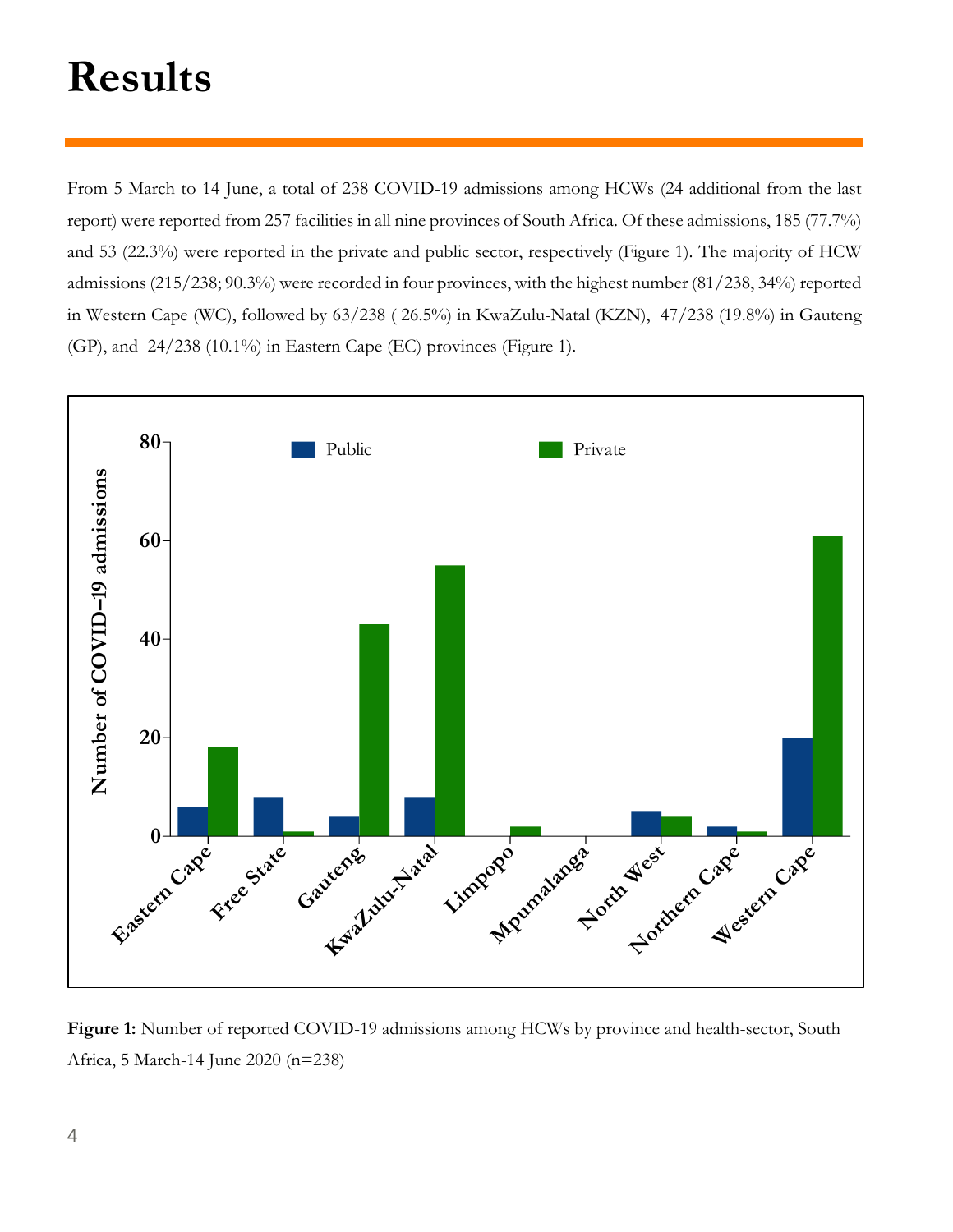# Results

From 5 March to 14 June, a total of 238 COVID-19 admissions among HCWs (24 additional from the last report) were reported from 257 facilities in all nine provinces of South Africa. Of these admissions, 185 (77.7%) and 53 (22.3%) were reported in the private and public sector, respectively (Figure 1). The majority of HCW admissions (215/238; 90.3%) were recorded in four provinces, with the highest number (81/238, 34%) reported in Western Cape (WC), followed by 63/238 ( 26.5%) in KwaZulu-Natal (KZN), 47/238 (19.8%) in Gauteng (GP), and 24/238 (10.1%) in Eastern Cape (EC) provinces (Figure 1).

**Figure 1:** Number of reported COVID-19 admissions among HCWs by province and health-sector, South Africa, 5 March-14 June 2020 (n=238)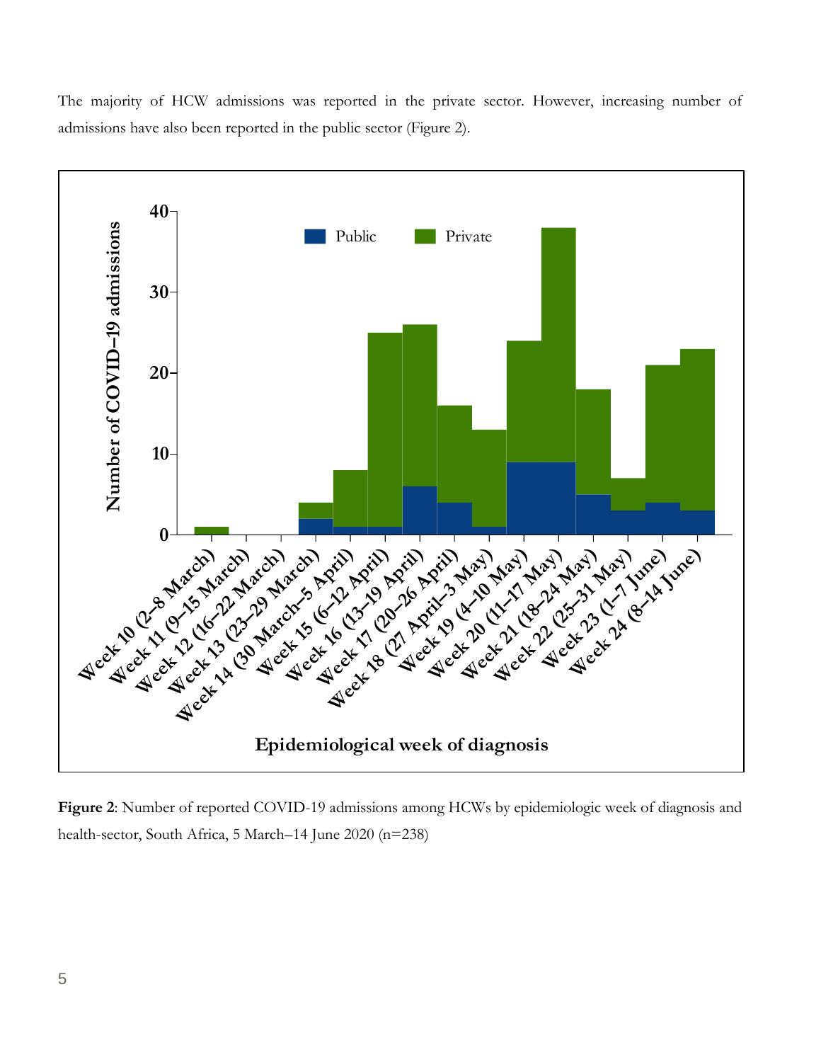The majority of HCW admissions was reported in the private sector. However, increasing number of admissions have also been reported in the public sector (Figure 2).

**Figure 2**: Number of reported COVID-19 admissions among HCWs by epidemiologic week of diagnosis and health-sector, South Africa, 5 March–14 June 2020 (n=238)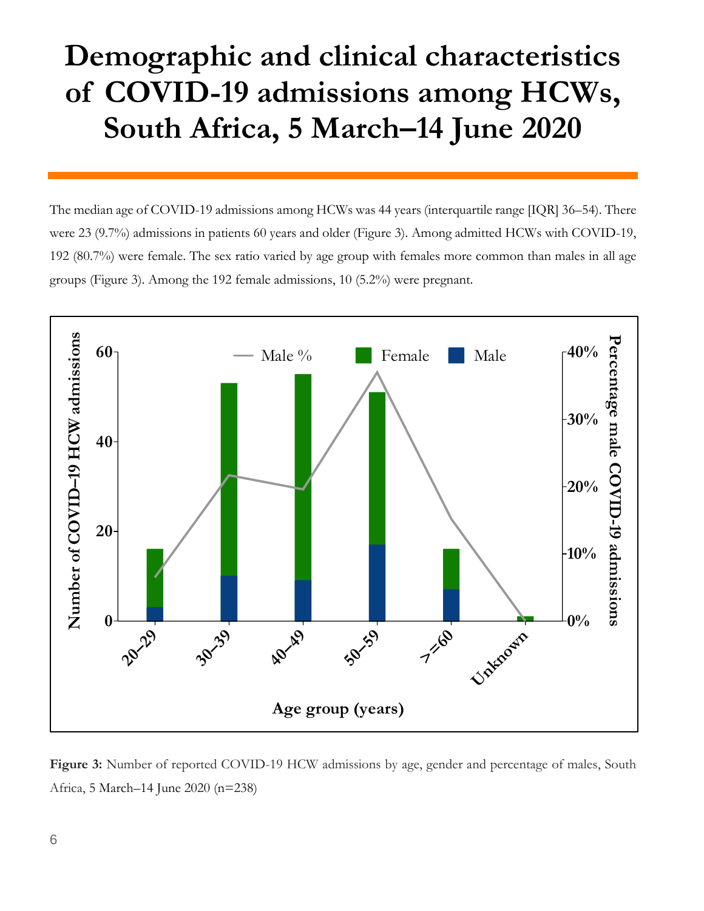# Demographic and clinical characteristics of COVID-19 admissions among HCWs, South Africa, 5 March–14 June 2020

The median age of COVID-19 admissions among HCWs was 44 years (interquartile range [IQR] 36–54). There were 23 (9.7%) admissions in patients 60 years and older (Figure 3). Among admitted HCWs with COVID-19, 192 (80.7%) were female. The sex ratio varied by age group with females more common than males in all age groups (Figure 3). Among the 192 female admissions, 10 (5.2%) were pregnant.

**Figure 3:** Number of reported COVID-19 HCW admissions by age, gender and percentage of males, South Africa, 5 March–14 June 2020 (n=238)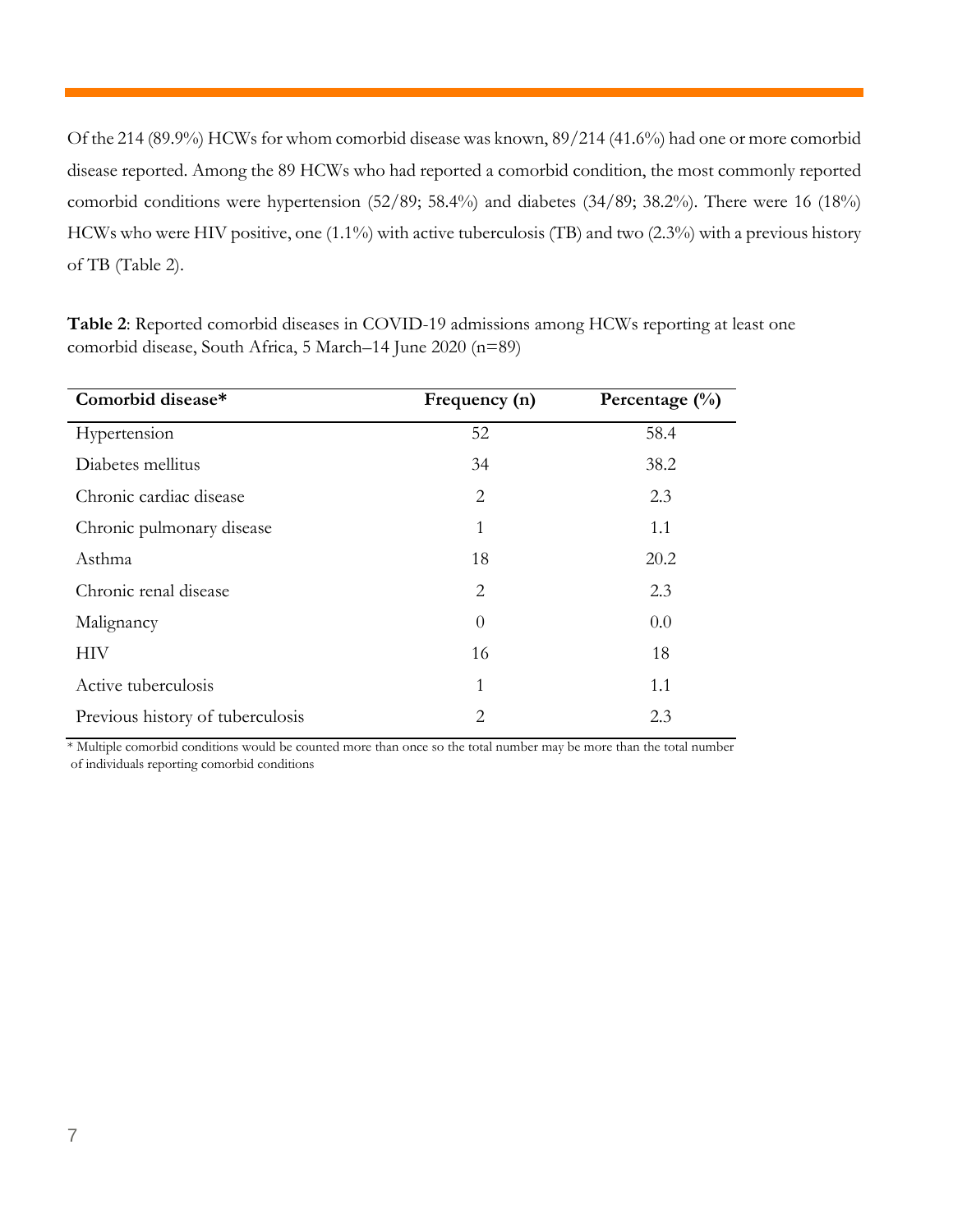Of the 214 (89.9%) HCWs for whom comorbid disease was known, 89/214 (41.6%) had one or more comorbid disease reported. Among the 89 HCWs who had reported a comorbid condition, the most commonly reported comorbid conditions were hypertension (52/89; 58.4%) and diabetes (34/89; 38.2%). There were 16 (18%) HCWs who were HIV positive, one (1.1%) with active tuberculosis (TB) and two (2.3%) with a previous history of TB (Table 2).

**Table 2**: Reported comorbid diseases in COVID-19 admissions among HCWs reporting at least one comorbid disease, South Africa, 5 March–14 June 2020 (n=89)

| Comorbid disease* | Frequency (n) | Percentage (%) |
|---|---|---|
| Hypertension | 52 | 58.4 |
| Diabetes mellitus | 34 | 38.2 |
| Chronic cardiac disease | 2 | 2.3 |
| Chronic pulmonary disease | 1 | 1.1 |
| Asthma | 18 | 20.2 |
| Chronic renal disease | 2 | 2.3 |
| Malignancy | 0 | 0.0 |
| HIV | 16 | 18 |
| Active tuberculosis | 1 | 1.1 |
| Previous history of tuberculosis | 2 | 2.3 |

* Multiple comorbid conditions would be counted more than once so the total number may be more than the total number of individuals reporting comorbid conditions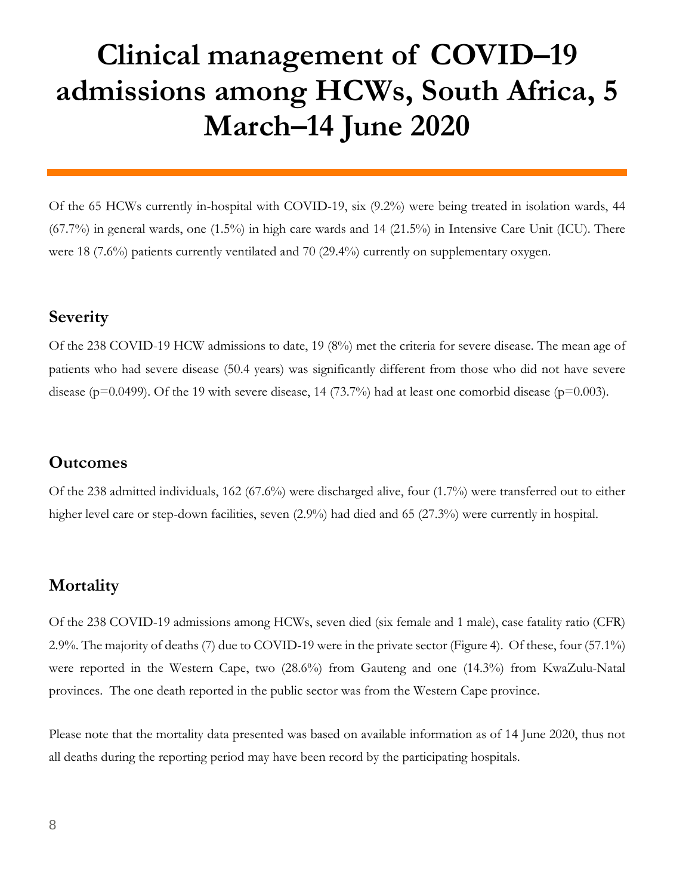# Clinical management of COVID–19 admissions among HCWs, South Africa, 5 March–14 June 2020

Of the 65 HCWs currently in-hospital with COVID-19, six (9.2%) were being treated in isolation wards, 44 (67.7%) in general wards, one (1.5%) in high care wards and 14 (21.5%) in Intensive Care Unit (ICU). There were 18 (7.6%) patients currently ventilated and 70 (29.4%) currently on supplementary oxygen.

## Severity

Of the 238 COVID-19 HCW admissions to date, 19 (8%) met the criteria for severe disease. The mean age of patients who had severe disease (50.4 years) was significantly different from those who did not have severe disease ($p=0.0499$). Of the 19 with severe disease, 14 (73.7%) had at least one comorbid disease ($p=0.003$).

## Outcomes

Of the 238 admitted individuals, 162 (67.6%) were discharged alive, four (1.7%) were transferred out to either higher level care or step-down facilities, seven (2.9%) had died and 65 (27.3%) were currently in hospital.

## Mortality

Of the 238 COVID-19 admissions among HCWs, seven died (six female and 1 male), case fatality ratio (CFR) 2.9%. The majority of deaths (7) due to COVID-19 were in the private sector (Figure 4). Of these, four (57.1%) were reported in the Western Cape, two (28.6%) from Gauteng and one (14.3%) from KwaZulu-Natal provinces. The one death reported in the public sector was from the Western Cape province.

Please note that the mortality data presented was based on available information as of 14 June 2020, thus not all deaths during the reporting period may have been record by the participating hospitals.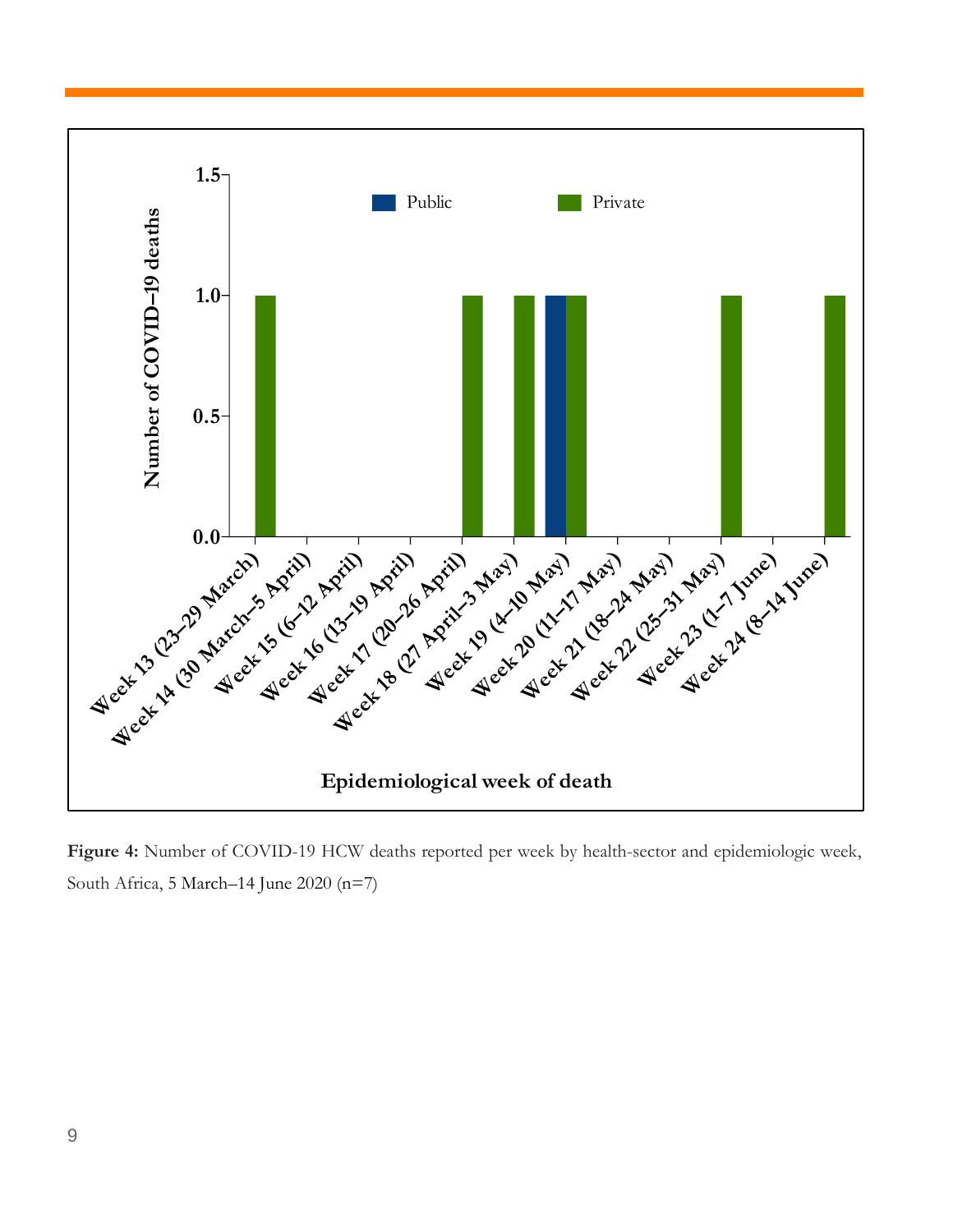**Figure 4:** Number of COVID-19 HCW deaths reported per week by health-sector and epidemiologic week, South Africa, 5 March–14 June 2020 (n=7)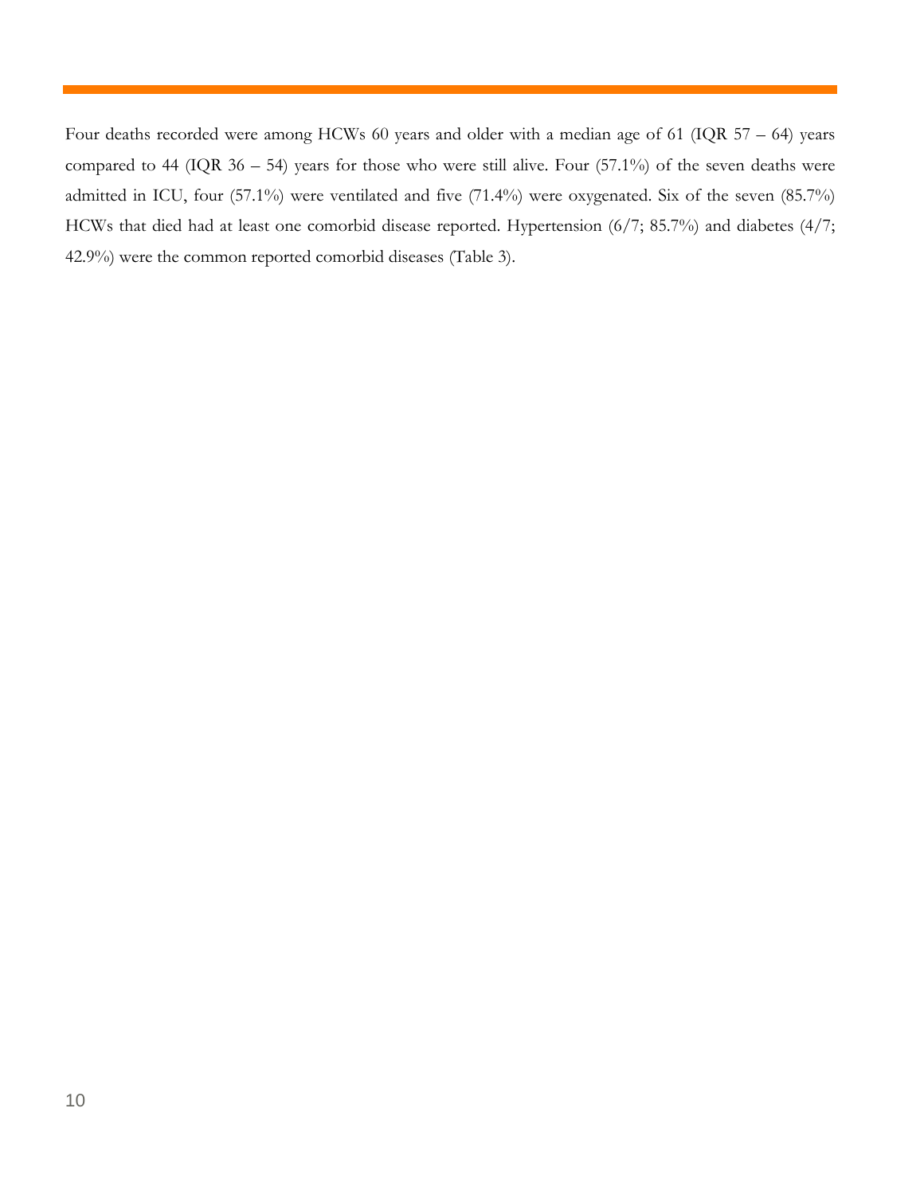Four deaths recorded were among HCWs 60 years and older with a median age of 61 (IQR 57 – 64) years compared to 44 (IQR 36 – 54) years for those who were still alive. Four (57.1%) of the seven deaths were admitted in ICU, four (57.1%) were ventilated and five (71.4%) were oxygenated. Six of the seven (85.7%) HCWs that died had at least one comorbid disease reported. Hypertension (6/7; 85.7%) and diabetes (4/7; 42.9%) were the common reported comorbid diseases (Table 3).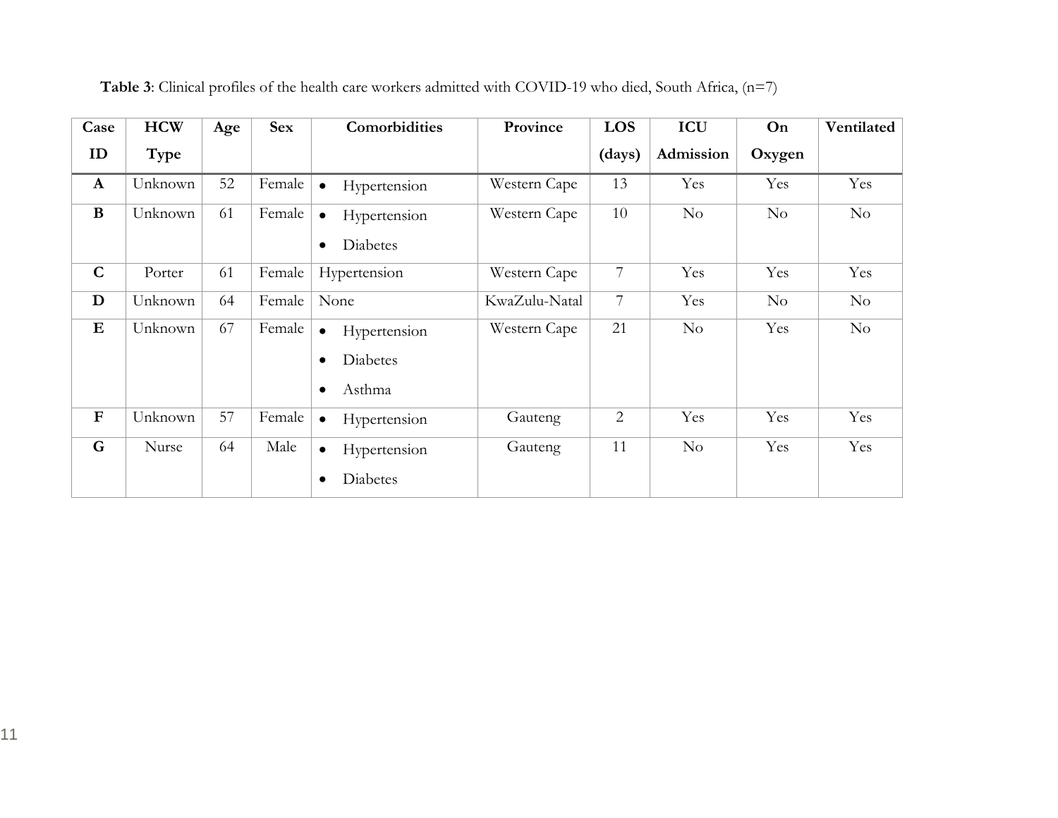**Table 3**: Clinical profiles of the health care workers admitted with COVID-19 who died, South Africa, (n=7)

| Case ID | HCW Type | Age | Sex | Comorbidities | Province | LOS (days) | ICU Admission | On Oxygen | Ventilated |
|---|---|---|---|---|---|---|---|---|---|
| **A** | Unknown | 52 | Female | • Hypertension | Western Cape | 13 | Yes | Yes | Yes |
| **B** | Unknown | 61 | Female | • Hypertension<br>• Diabetes | Western Cape | 10 | No | No | No |
| **C** | Porter | 61 | Female | Hypertension | Western Cape | 7 | Yes | Yes | Yes |
| **D** | Unknown | 64 | Female | None | KwaZulu-Natal | 7 | Yes | No | No |
| **E** | Unknown | 67 | Female | • Hypertension<br>• Diabetes<br>• Asthma | Western Cape | 21 | No | Yes | No |
| **F** | Unknown | 57 | Female | • Hypertension | Gauteng | 2 | Yes | Yes | Yes |
| **G** | Nurse | 64 | Male | • Hypertension<br>• Diabetes | Gauteng | 11 | No | Yes | Yes |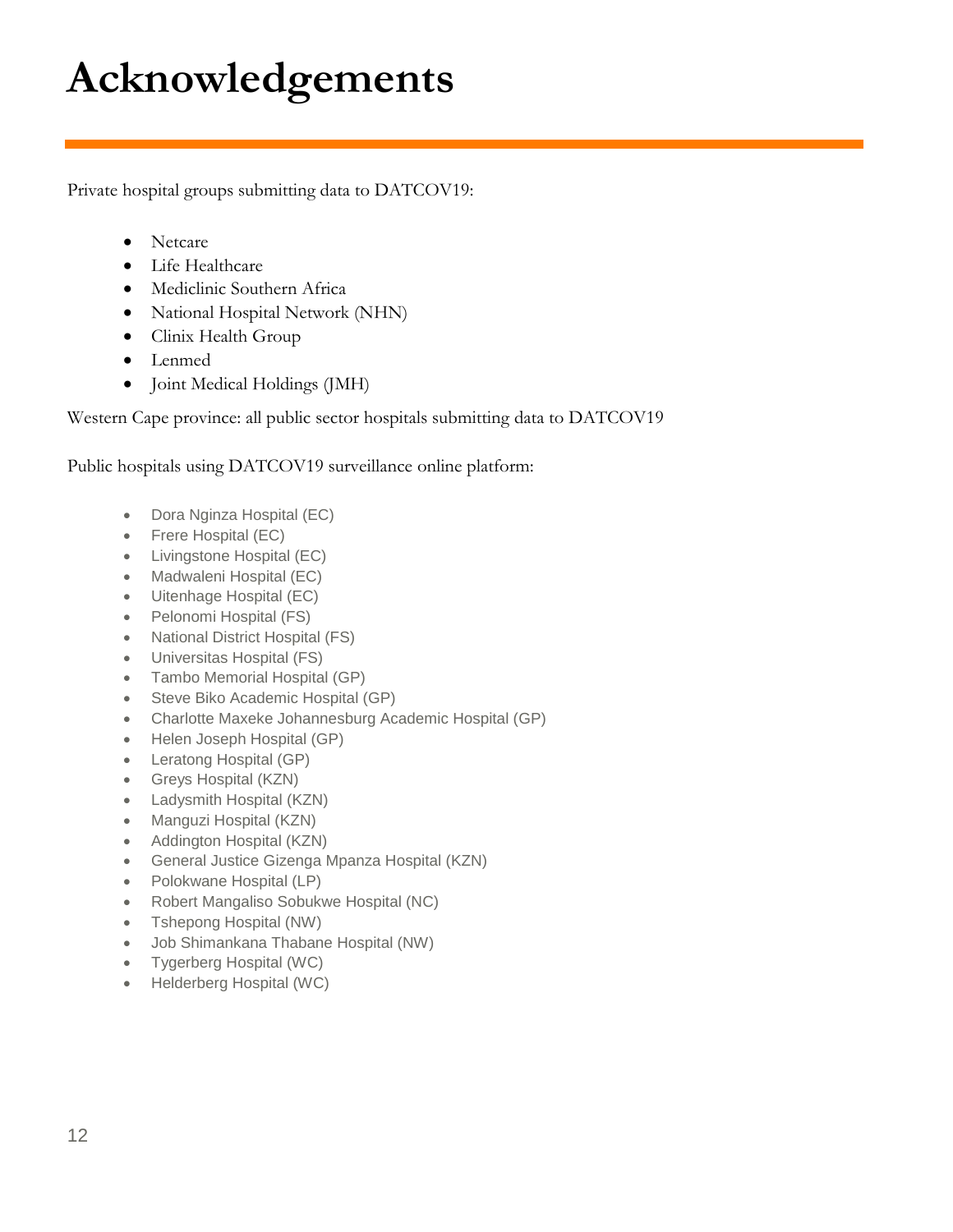# Acknowledgements

Private hospital groups submitting data to DATCOV19:

- Netcare
- Life Healthcare
- Mediclinic Southern Africa
- National Hospital Network (NHN)
- Clinix Health Group
- Lenmed
- Joint Medical Holdings (JMH)

Western Cape province: all public sector hospitals submitting data to DATCOV19

Public hospitals using DATCOV19 surveillance online platform:

- Dora Nginza Hospital (EC)
- Frere Hospital (EC)
- Livingstone Hospital (EC)
- Madwaleni Hospital (EC)
- Uitenhage Hospital (EC)
- Pelonomi Hospital (FS)
- National District Hospital (FS)
- Universitas Hospital (FS)
- Tambo Memorial Hospital (GP)
- Steve Biko Academic Hospital (GP)
- Charlotte Maxeke Johannesburg Academic Hospital (GP)
- Helen Joseph Hospital (GP)
- Leratong Hospital (GP)
- Greys Hospital (KZN)
- Ladysmith Hospital (KZN)
- Manguzi Hospital (KZN)
- Addington Hospital (KZN)
- General Justice Gizenga Mpanza Hospital (KZN)
- Polokwane Hospital (LP)
- Robert Mangaliso Sobukwe Hospital (NC)
- Tshepong Hospital (NW)
- Job Shimankana Thabane Hospital (NW)
- Tygerberg Hospital (WC)
- Helderberg Hospital (WC)